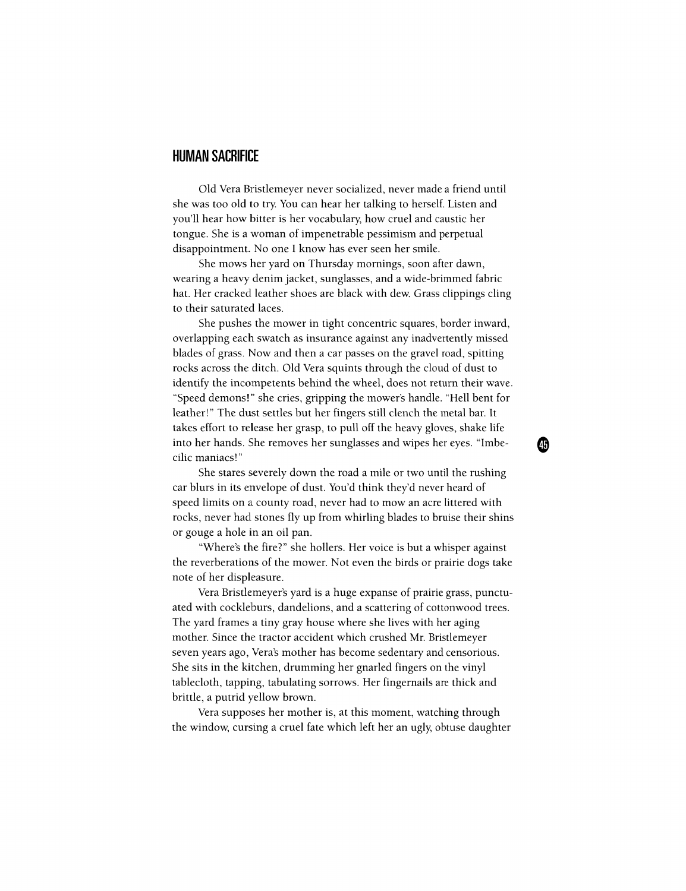## HUMAN SACRIFICE

Old Vera Bristlemeyer never socialized, never made a friend until she was too old to try. You can hear her talking to herself. Listen and you'll hear how bitter is her vocabulary, how cruel and caustic her tongue. She is a woman of impenetrable pessimism and perpetual disappointment. No one I know has ever seen her smile.

She mows her yard on Thursday mornings, soon after dawn, wearing a heavy denim jacket, sunglasses, and a wide-brimmed fabric hat. Her cracked leather shoes are black with dew. Grass clippings cling to their saturated laces.

She pushes the mower in tight concentric squares, border inward, overlapping each swatch as insurance against any inadvertently missed blades of grass. Now and then a car passes on the gravel road, spitting rocks across the ditch. Old Vera squints through the cloud of dust to identify the incompetents behind the wheel, does not return their wave. "Speed demons!" she cries, gripping the mower's handle. "Hell bent for leather!" The dust settles but her fingers still clench the metal bar. It takes effort to release her grasp, to pull off the heavy gloves, shake life into her hands. She removes her sunglasses and wipes her eyes. "Imbecilic maniacs!"

She stares severely down the road a mile or two until the rushing car blurs in its envelope of dust. You'd think they'd never heard of speed limits on a county road, never had to mow an acre littered with rocks, never had stones fly up from whirling blades to bruise their shins or gouge a hole in an oil pan.

"Where's the fire?" she hollers. Her voice is but a whisper against the reverberations of the mower. Not even the birds or prairie dogs take note of her displeasure.

Vera Bristlemeyer's yard is a huge expanse of prairie grass, punctuated with cockleburs, dandelions, and a scattering of cottonwood trees. The yard frames a tiny gray house where she lives with her aging mother. Since the tractor accident which crushed Mr. Bristlemeyer seven years ago, Vera's mother has become sedentary and censorious. She sits in the kitchen, drumming her gnarled fingers on the vinyl tablecloth, tapping, tabulating sorrows. Her fingernails are thick and brittle, a putrid yellow brown.

Vera supposes her mother is, at this moment, watching through the window, cursing a cruel fate which left her an ugly, obtuse daughter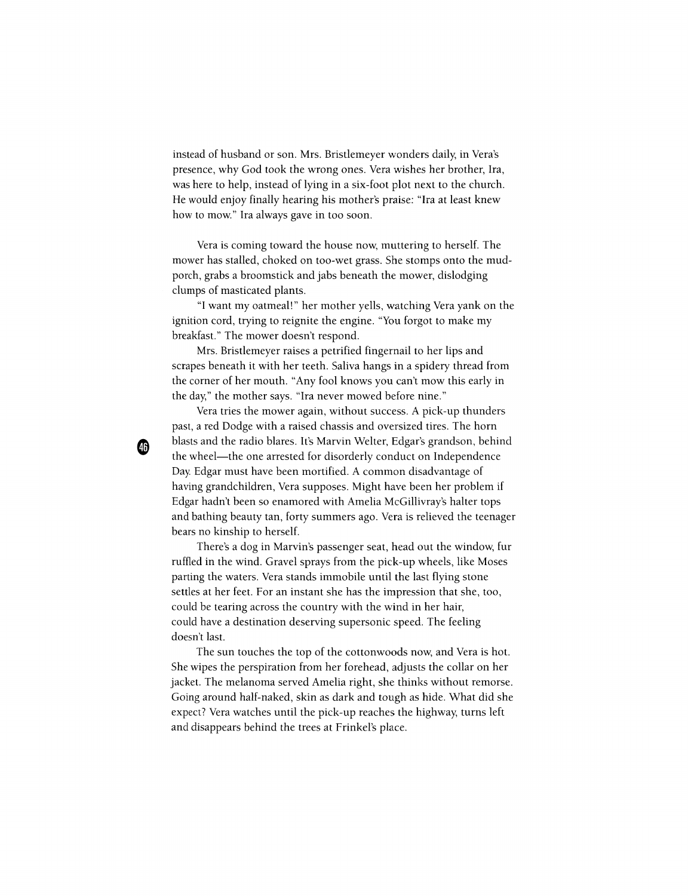instead of husband or son. Mrs. Bristlemeyer wonders daily, in Vera's presence, why God took the wrong ones. Vera wishes her brother, Ira, was here to help, instead of lying in a six-foot plot next to the church. He would enjoy finally hearing his mother's praise: "Ira at least knew how to mow." Ira always gave in too soon.

Vera is coming toward the house now, muttering to herself. The mower has stalled, choked on too-wet grass. She stomps onto the mud-porch, grabs a broomstick and jabs beneath the mower, dislodging clumps of masticated plants.

"I want my oatmeal!" her mother yells, watching Vera yank on the ignition cord, trying to reignite the engine. "You forgot to make my breakfast." The mower doesn't respond.

Mrs. Bristlemeyer raises a petrified fingernail to her lips and scrapes beneath it with her teeth. Saliva hangs in a spidery thread from the corner of her mouth. "Any fool knows you can't mow this early in the day," the mother says. "Ira never mowed before nine."

Vera tries the mower again, without success. A pick-up thunders past, a red Dodge with a raised chassis and oversized tires. The horn blasts and the radio blares. It's Marvin Welter, Edgar's grandson, behind the wheel—the one arrested for disorderly conduct on Independence Day. Edgar must have been mortified. A common disadvantage of having grandchildren, Vera supposes. Might have been her problem if Edgar hadn't been so enamored with Amelia McGillivray's halter tops and bathing beauty tan, forty summers ago. Vera is relieved the teenager bears no kinship to herself.

There's a dog in Marvin's passenger seat, head out the window, fur ruffled in the wind. Gravel sprays from the pick-up wheels, like Moses parting the waters. Vera stands immobile until the last flying stone settles at her feet. For an instant she has the impression that she, too, could be tearing across the country with the wind in her hair, could have a destination deserving supersonic speed. The feeling doesn't last.

The sun touches the top of the cottonwoods now, and Vera is hot. She wipes the perspiration from her forehead, adjusts the collar on her jacket. The melanoma served Amelia right, she thinks without remorse. Going around half-naked, skin as dark and tough as hide. What did she expect? Vera watches until the pick-up reaches the highway, turns left and disappears behind the trees at Frinkel's place.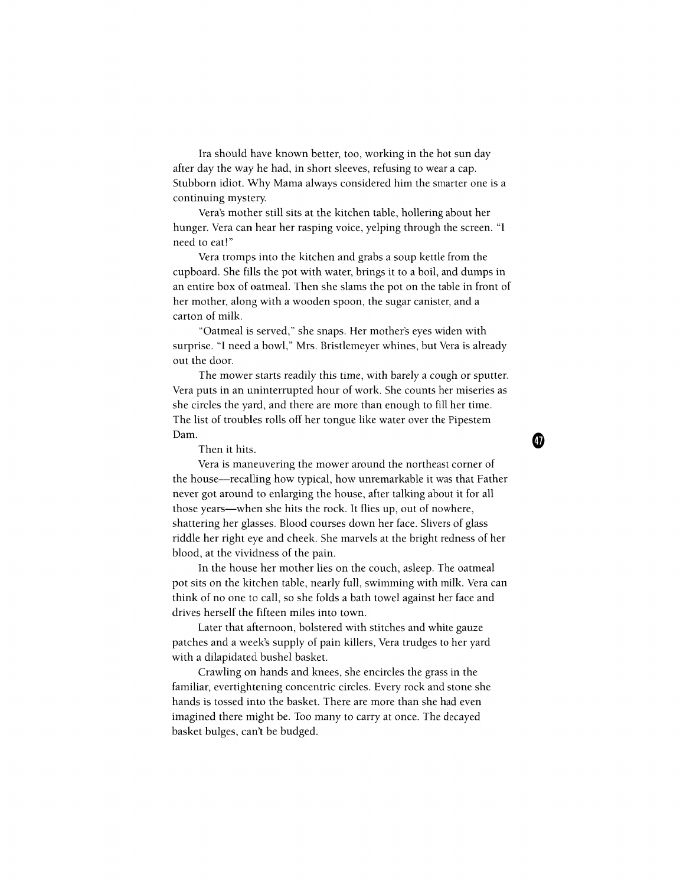Ira should have known better, too, working in the hot sun day after day the way he had, in short sleeves, refusing to wear a cap. Stubborn idiot. Why Mama always considered him the smarter one is a continuing mystery.

Vera's mother still sits at the kitchen table, hollering about her hunger. Vera can hear her rasping voice, yelping through the screen. "I need to eat!"

Vera tromps into the kitchen and grabs a soup kettle from the cupboard. She fills the pot with water, brings it to a boil, and dumps in an entire box of oatmeal. Then she slams the pot on the table in front of her mother, along with a wooden spoon, the sugar canister, and a carton of milk.

"Oatmeal is served," she snaps. Her mother's eyes widen with surprise. "I need a bowl," Mrs. Bristlemeyer whines, but Vera is already out the door.

The mower starts readily this time, with barely a cough or sputter. Vera puts in an uninterrupted hour of work. She counts her miseries as she circles the yard, and there are more than enough to fill her time. The list of troubles rolls off her tongue like water over the Pipestem Dam.

Then it hits.

Vera is maneuvering the mower around the northeast corner of the house—recalling how typical, how unremarkable it was that Father never got around to enlarging the house, after talking about it for all those years—when she hits the rock. It flies up, out of nowhere, shattering her glasses. Blood courses down her face. Slivers of glass riddle her right eye and cheek. She marvels at the bright redness of her blood, at the vividness of the pain.

In the house her mother lies on the couch, asleep. The oatmeal pot sits on the kitchen table, nearly full, swimming with milk. Vera can think of no one to call, so she folds a bath towel against her face and drives herself the fifteen miles into town.

Later that afternoon, bolstered with stitches and white gauze patches and a week's supply of pain killers, Vera trudges to her yard with a dilapidated bushel basket.

Crawling on hands and knees, she encircles the grass in the familiar, evertightening concentric circles. Every rock and stone she hands is tossed into the basket. There are more than she had even imagined there might be. Too many to carry at once. The decayed basket bulges, can't be budged.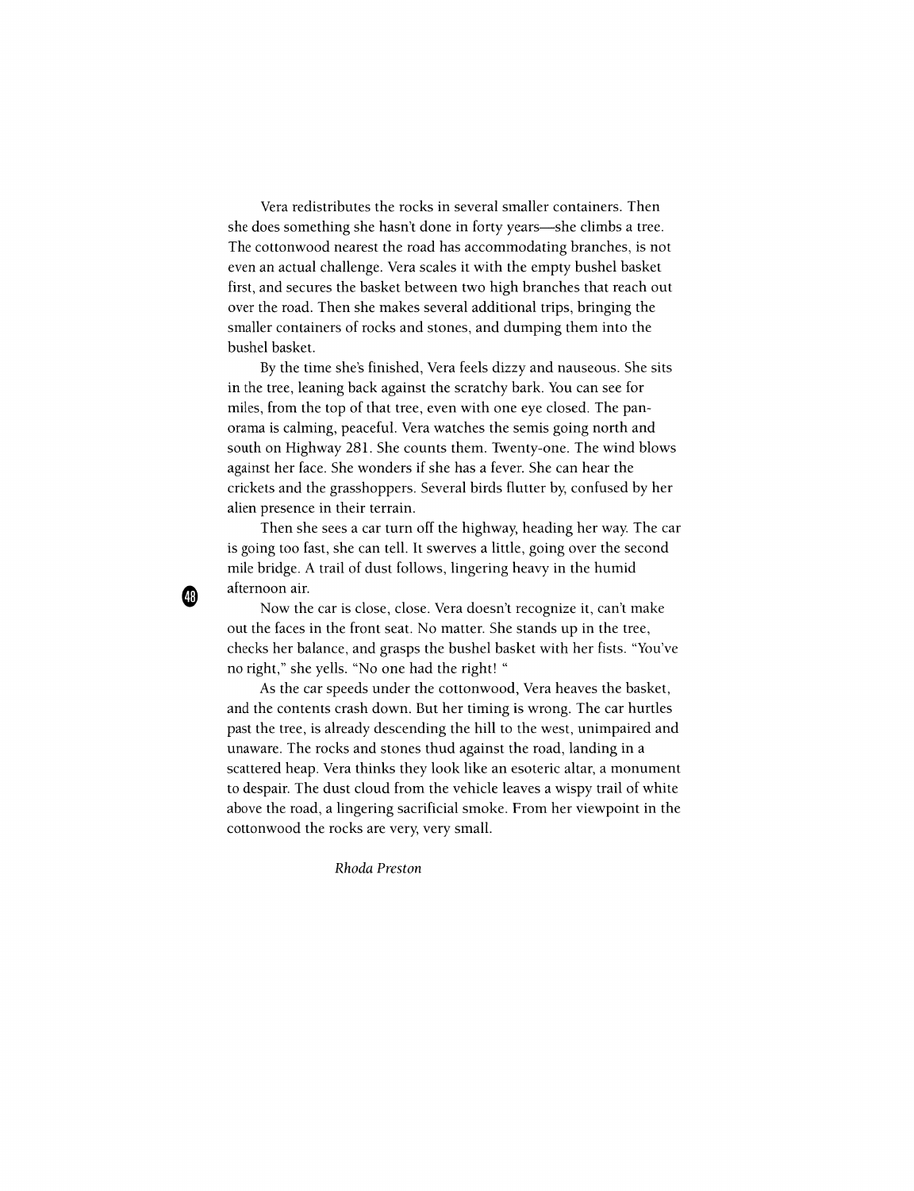Vera redistributes the rocks in several smaller containers. Then she does something she hasn't done in forty years—she climbs a tree. The cottonwood nearest the road has accommodating branches, is not even an actual challenge. Vera scales it with the empty bushel basket first, and secures the basket between two high branches that reach out over the road. Then she makes several additional trips, bringing the smaller containers of rocks and stones, and dumping them into the bushel basket.

By the time she's finished, Vera feels dizzy and nauseous. She sits in the tree, leaning back against the scratchy bark. You can see for miles, from the top of that tree, even with one eye closed. The panorama is calming, peaceful. Vera watches the semis going north and south on Highway 281. She counts them. Twenty-one. The wind blows against her face. She wonders if she has a fever. She can hear the crickets and the grasshoppers. Several birds flutter by, confused by her alien presence in their terrain.

Then she sees a car turn off the highway, heading her way. The car is going too fast, she can tell. It swerves a little, going over the second mile bridge. A trail of dust follows, lingering heavy in the humid afternoon air.

Now the car is close, close. Vera doesn't recognize it, can't make out the faces in the front seat. No matter. She stands up in the tree, checks her balance, and grasps the bushel basket with her fists. "You've no right," she yells. "No one had the right! "

As the car speeds under the cottonwood, Vera heaves the basket, and the contents crash down. But her timing is wrong. The car hurtles past the tree, is already descending the hill to the west, unimpaired and unaware. The rocks and stones thud against the road, landing in a scattered heap. Vera thinks they look like an esoteric altar, a monument to despair. The dust cloud from the vehicle leaves a wispy trail of white above the road, a lingering sacrificial smoke. From her viewpoint in the cottonwood the rocks are very, very small.

*Rhoda Preston*